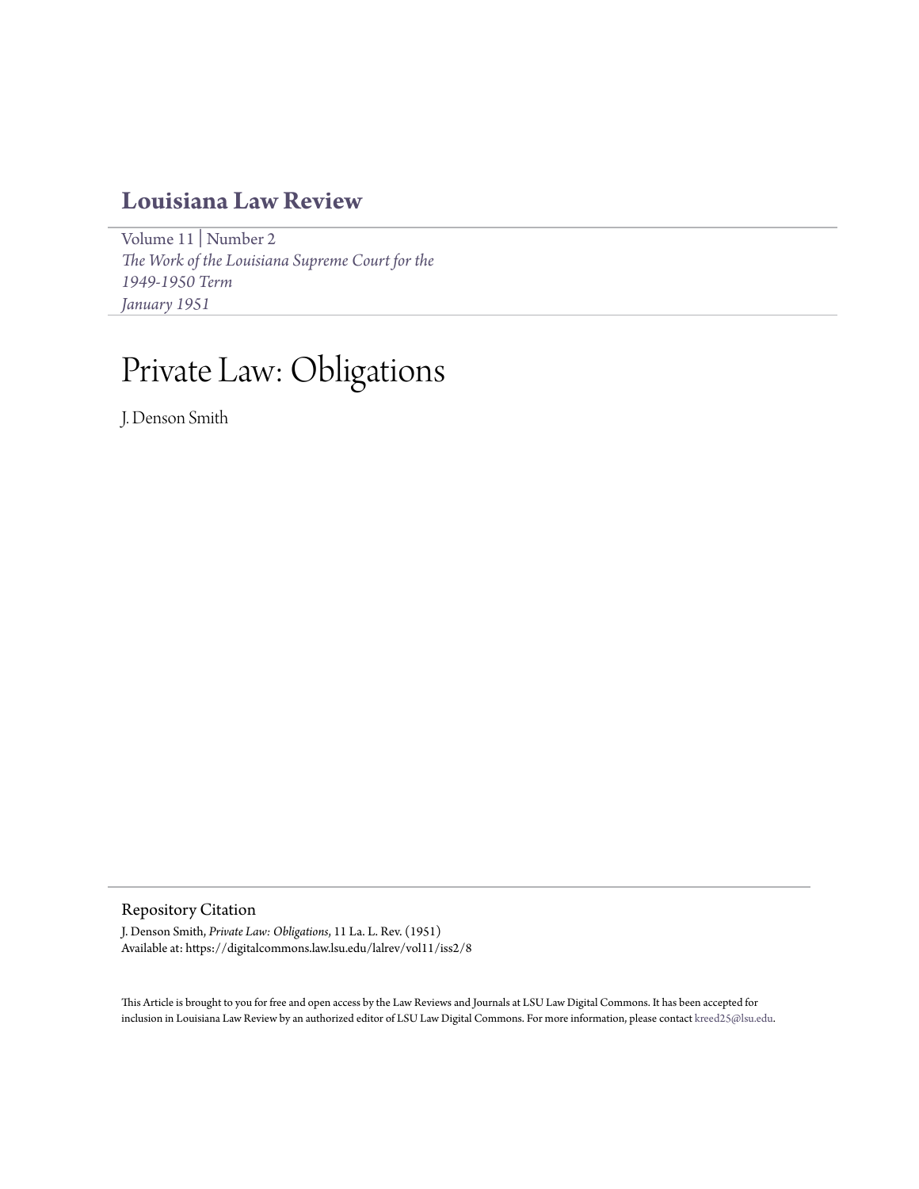# Louisiana Law Review

Volume 11 | Number 2
*The Work of the Louisiana Supreme Court for the 1949-1950 Term*
*January 1951*

# Private Law: Obligations

J. Denson Smith

## Repository Citation

J. Denson Smith, *Private Law: Obligations*, 11 La. L. Rev. (1951)
Available at: https://digitalcommons.law.lsu.edu/lalrev/vol11/iss2/8

This Article is brought to you for free and open access by the Law Reviews and Journals at LSU Law Digital Commons. It has been accepted for inclusion in Louisiana Law Review by an authorized editor of LSU Law Digital Commons. For more information, please contact kreed25@lsu.edu.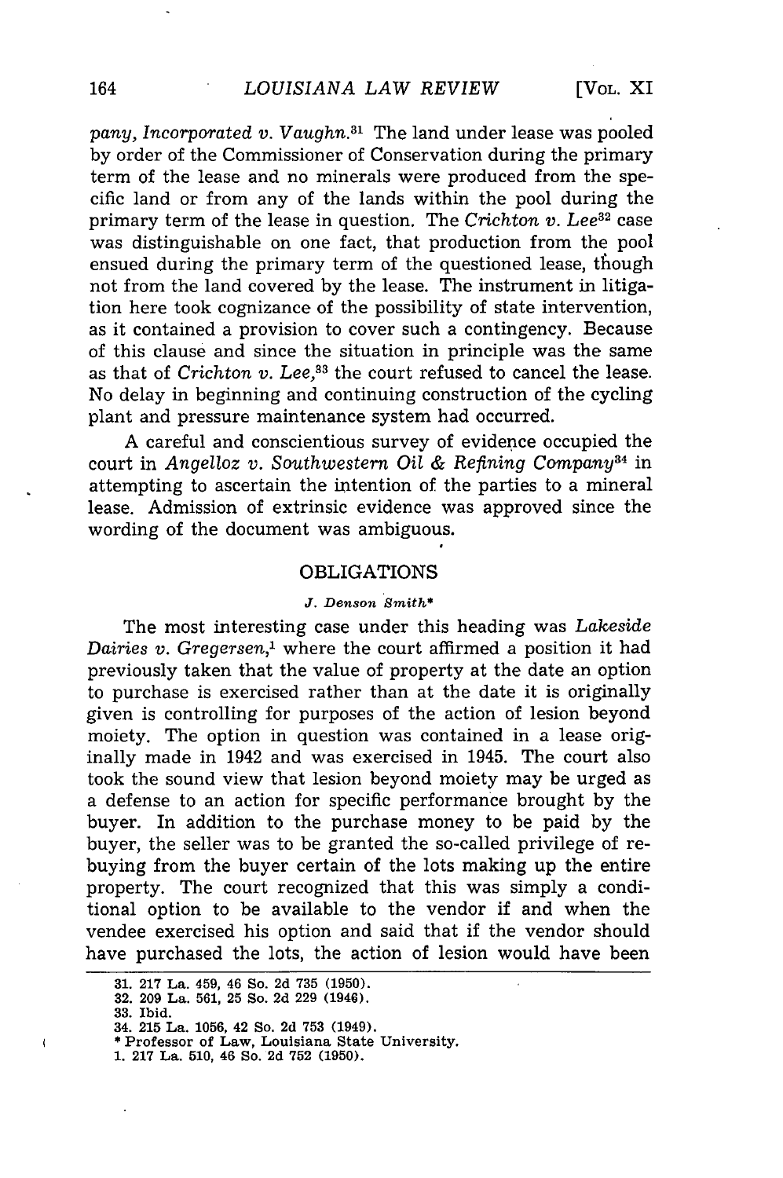*pany, Incorporated v. Vaughn.*[31] The land under lease was pooled by order of the Commissioner of Conservation during the primary term of the lease and no minerals were produced from the specific land or from any of the lands within the pool during the primary term of the lease in question. The *Crichton v. Lee*[32] case was distinguishable on one fact, that production from the pool ensued during the primary term of the questioned lease, though not from the land covered by the lease. The instrument in litigation here took cognizance of the possibility of state intervention, as it contained a provision to cover such a contingency. Because of this clause and since the situation in principle was the same as that of *Crichton v. Lee*,[33] the court refused to cancel the lease. No delay in beginning and continuing construction of the cycling plant and pressure maintenance system had occurred.

A careful and conscientious survey of evidence occupied the court in *Angelloz v. Southwestern Oil & Refining Company*[34] in attempting to ascertain the intention of the parties to a mineral lease. Admission of extrinsic evidence was approved since the wording of the document was ambiguous.

## OBLIGATIONS

*J. Denson Smith\**

The most interesting case under this heading was *Lakeside Dairies v. Gregersen*,[1] where the court affirmed a position it had previously taken that the value of property at the date an option to purchase is exercised rather than at the date it is originally given is controlling for purposes of the action of lesion beyond moiety. The option in question was contained in a lease originally made in 1942 and was exercised in 1945. The court also took the sound view that lesion beyond moiety may be urged as a defense to an action for specific performance brought by the buyer. In addition to the purchase money to be paid by the buyer, the seller was to be granted the so-called privilege of rebuying from the buyer certain of the lots making up the entire property. The court recognized that this was simply a conditional option to be available to the vendor if and when the vendee exercised his option and said that if the vendor should have purchased the lots, the action of lesion would have been

---

31. 217 La. 459, 46 So. 2d 735 (1950).
32. 209 La. 561, 25 So. 2d 229 (1946).
33. Ibid.
34. 215 La. 1056, 42 So. 2d 753 (1949).

\* Professor of Law, Louisiana State University.

1. 217 La. 510, 46 So. 2d 752 (1950).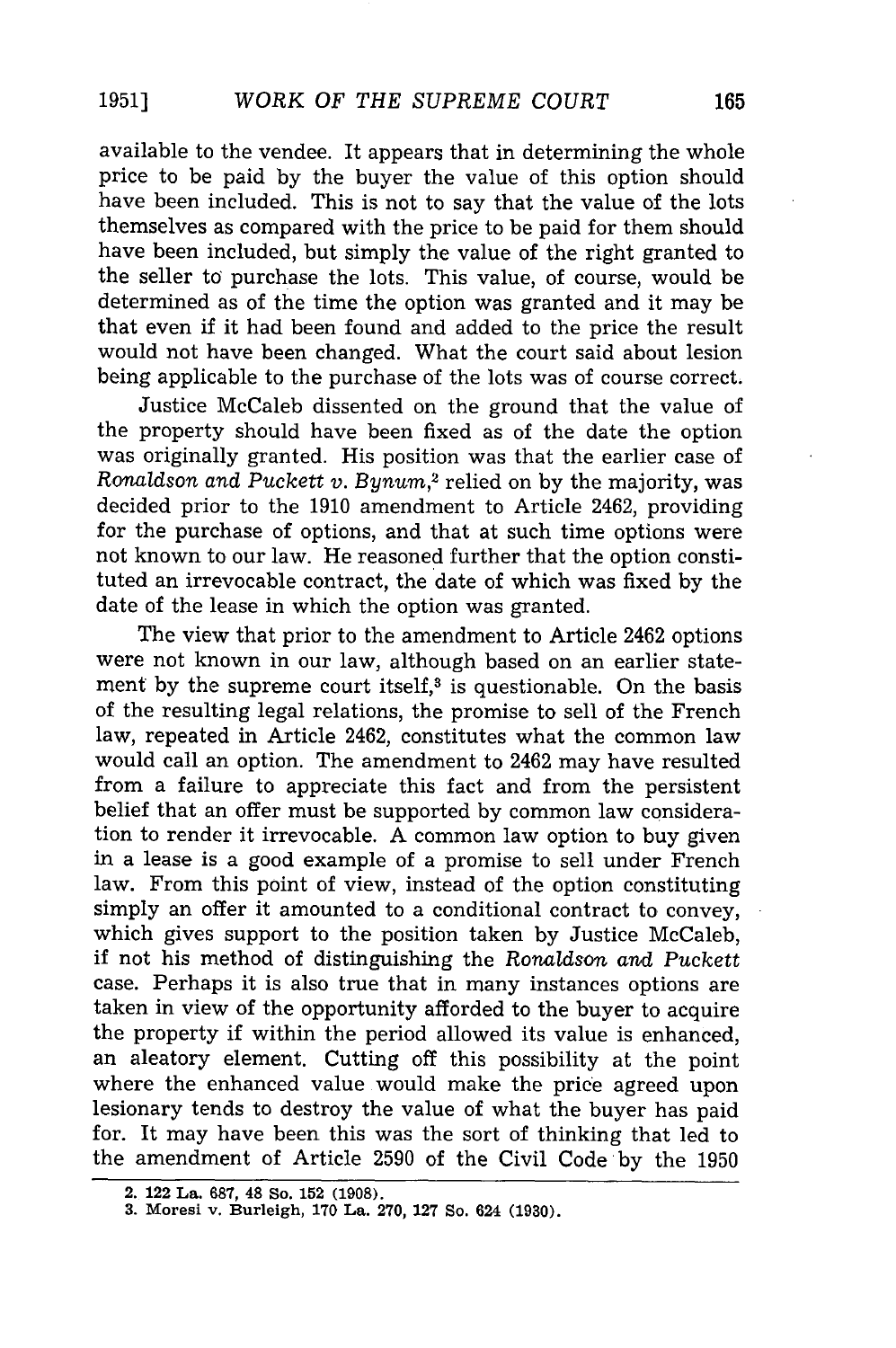available to the vendee. It appears that in determining the whole price to be paid by the buyer the value of this option should have been included. This is not to say that the value of the lots themselves as compared with the price to be paid for them should have been included, but simply the value of the right granted to the seller to purchase the lots. This value, of course, would be determined as of the time the option was granted and it may be that even if it had been found and added to the price the result would not have been changed. What the court said about lesion being applicable to the purchase of the lots was of course correct.

Justice McCaleb dissented on the ground that the value of the property should have been fixed as of the date the option was originally granted. His position was that the earlier case of *Ronaldson and Puckett v. Bynum*,[2] relied on by the majority, was decided prior to the 1910 amendment to Article 2462, providing for the purchase of options, and that at such time options were not known to our law. He reasoned further that the option constituted an irrevocable contract, the date of which was fixed by the date of the lease in which the option was granted.

The view that prior to the amendment to Article 2462 options were not known in our law, although based on an earlier statement by the supreme court itself,[3] is questionable. On the basis of the resulting legal relations, the promise to sell of the French law, repeated in Article 2462, constitutes what the common law would call an option. The amendment to 2462 may have resulted from a failure to appreciate this fact and from the persistent belief that an offer must be supported by common law consideration to render it irrevocable. A common law option to buy given in a lease is a good example of a promise to sell under French law. From this point of view, instead of the option constituting simply an offer it amounted to a conditional contract to convey, which gives support to the position taken by Justice McCaleb, if not his method of distinguishing the *Ronaldson and Puckett* case. Perhaps it is also true that in many instances options are taken in view of the opportunity afforded to the buyer to acquire the property if within the period allowed its value is enhanced, an aleatory element. Cutting off this possibility at the point where the enhanced value would make the price agreed upon lesionary tends to destroy the value of what the buyer has paid for. It may have been this was the sort of thinking that led to the amendment of Article 2590 of the Civil Code by the 1950

---

2. 122 La. 687, 48 So. 152 (1908).

3. Moresi v. Burleigh, 170 La. 270, 127 So. 624 (1930).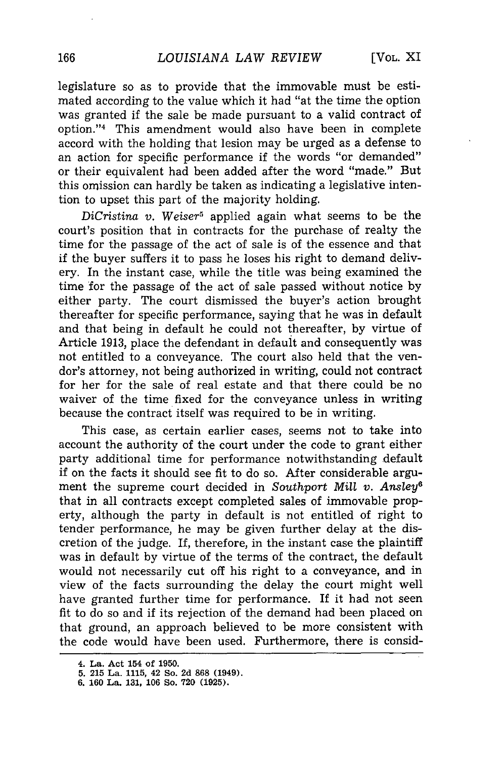legislature so as to provide that the immovable must be estimated according to the value which it had "at the time the option was granted if the sale be made pursuant to a valid contract of option."[4] This amendment would also have been in complete accord with the holding that lesion may be urged as a defense to an action for specific performance if the words "or demanded" or their equivalent had been added after the word "made." But this omission can hardly be taken as indicating a legislative intention to upset this part of the majority holding.

*DiCristina v. Weiser*[5] applied again what seems to be the court's position that in contracts for the purchase of realty the time for the passage of the act of sale is of the essence and that if the buyer suffers it to pass he loses his right to demand delivery. In the instant case, while the title was being examined the time for the passage of the act of sale passed without notice by either party. The court dismissed the buyer's action brought thereafter for specific performance, saying that he was in default and that being in default he could not thereafter, by virtue of Article 1913, place the defendant in default and consequently was not entitled to a conveyance. The court also held that the vendor's attorney, not being authorized in writing, could not contract for her for the sale of real estate and that there could be no waiver of the time fixed for the conveyance unless in writing because the contract itself was required to be in writing.

This case, as certain earlier cases, seems not to take into account the authority of the court under the code to grant either party additional time for performance notwithstanding default if on the facts it should see fit to do so. After considerable argument the supreme court decided in *Southport Mill v. Ansley*[6] that in all contracts except completed sales of immovable property, although the party in default is not entitled of right to tender performance, he may be given further delay at the discretion of the judge. If, therefore, in the instant case the plaintiff was in default by virtue of the terms of the contract, the default would not necessarily cut off his right to a conveyance, and in view of the facts surrounding the delay the court might well have granted further time for performance. If it had not seen fit to do so and if its rejection of the demand had been placed on that ground, an approach believed to be more consistent with the code would have been used. Furthermore, there is consid-

4. La. Act 154 of 1950.
5. 215 La. 1115, 42 So. 2d 868 (1949).
6. 160 La. 131, 106 So. 720 (1925).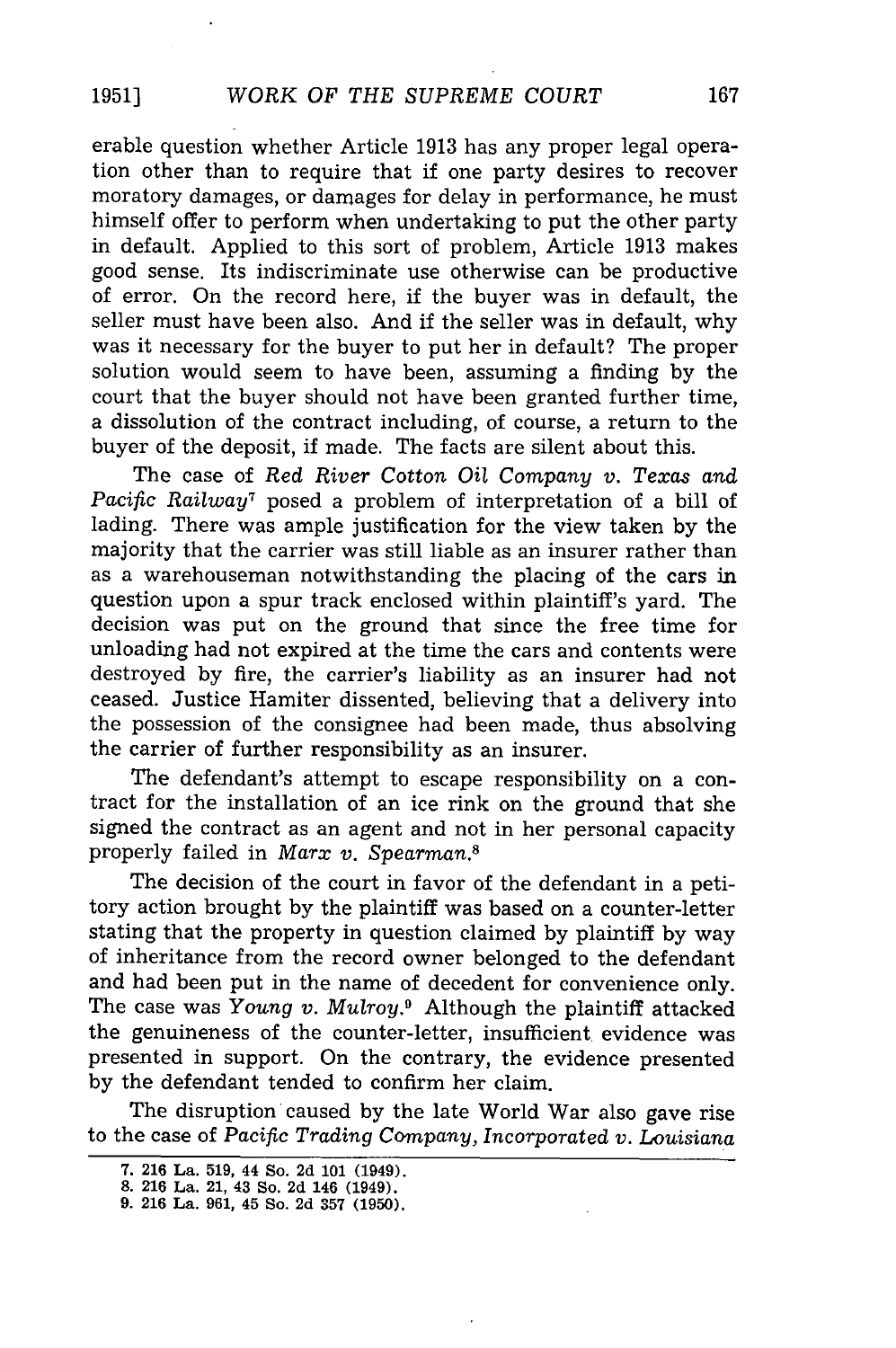erable question whether Article 1913 has any proper legal operation other than to require that if one party desires to recover moratory damages, or damages for delay in performance, he must himself offer to perform when undertaking to put the other party in default. Applied to this sort of problem, Article 1913 makes good sense. Its indiscriminate use otherwise can be productive of error. On the record here, if the buyer was in default, the seller must have been also. And if the seller was in default, why was it necessary for the buyer to put her in default? The proper solution would seem to have been, assuming a finding by the court that the buyer should not have been granted further time, a dissolution of the contract including, of course, a return to the buyer of the deposit, if made. The facts are silent about this.

The case of *Red River Cotton Oil Company v. Texas and Pacific Railway*[7] posed a problem of interpretation of a bill of lading. There was ample justification for the view taken by the majority that the carrier was still liable as an insurer rather than as a warehouseman notwithstanding the placing of the cars in question upon a spur track enclosed within plaintiff's yard. The decision was put on the ground that since the free time for unloading had not expired at the time the cars and contents were destroyed by fire, the carrier's liability as an insurer had not ceased. Justice Hamiter dissented, believing that a delivery into the possession of the consignee had been made, thus absolving the carrier of further responsibility as an insurer.

The defendant's attempt to escape responsibility on a contract for the installation of an ice rink on the ground that she signed the contract as an agent and not in her personal capacity properly failed in *Marx v. Spearman*.[8]

The decision of the court in favor of the defendant in a petitory action brought by the plaintiff was based on a counter-letter stating that the property in question claimed by plaintiff by way of inheritance from the record owner belonged to the defendant and had been put in the name of decedent for convenience only. The case was *Young v. Mulroy*.[9] Although the plaintiff attacked the genuineness of the counter-letter, insufficient evidence was presented in support. On the contrary, the evidence presented by the defendant tended to confirm her claim.

The disruption caused by the late World War also gave rise to the case of *Pacific Trading Company, Incorporated v. Louisiana*

---

7. 216 La. 519, 44 So. 2d 101 (1949).
8. 216 La. 21, 43 So. 2d 146 (1949).
9. 216 La. 961, 45 So. 2d 357 (1950).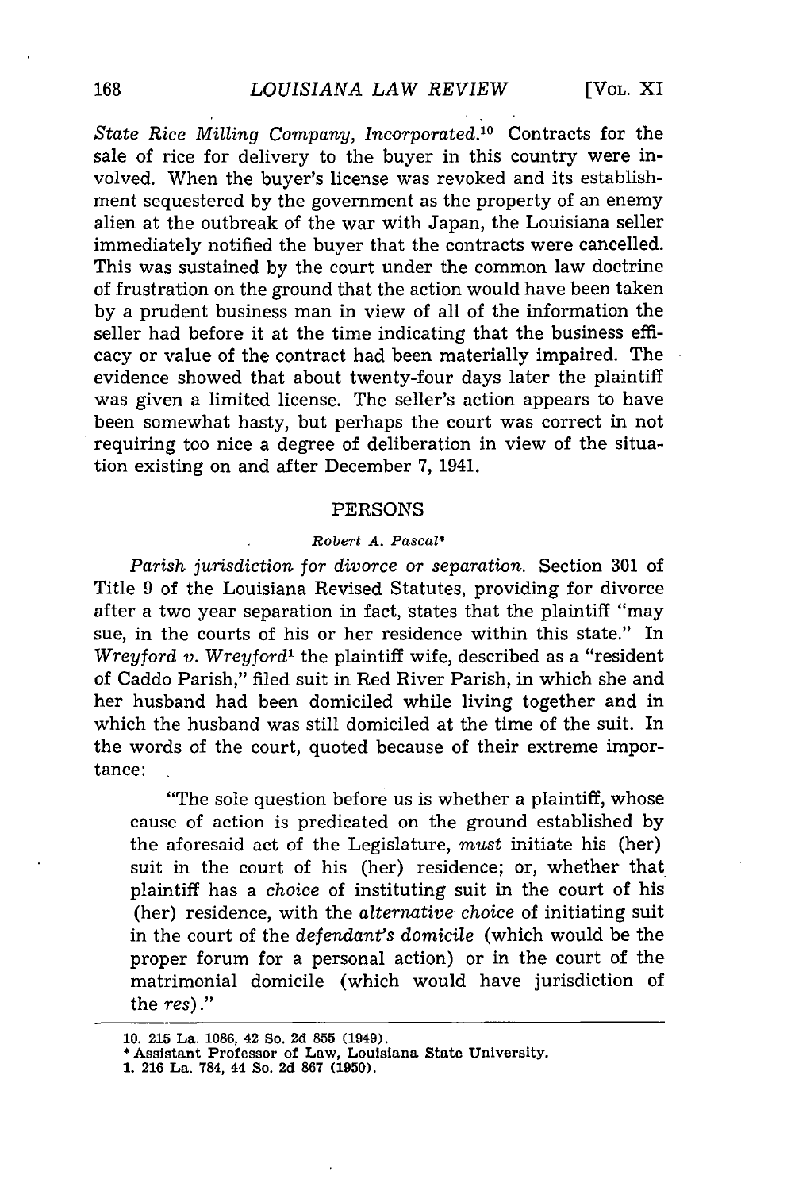*State Rice Milling Company, Incorporated.*[10] Contracts for the sale of rice for delivery to the buyer in this country were involved. When the buyer's license was revoked and its establishment sequestered by the government as the property of an enemy alien at the outbreak of the war with Japan, the Louisiana seller immediately notified the buyer that the contracts were cancelled. This was sustained by the court under the common law doctrine of frustration on the ground that the action would have been taken by a prudent business man in view of all of the information the seller had before it at the time indicating that the business efficacy or value of the contract had been materially impaired. The evidence showed that about twenty-four days later the plaintiff was given a limited license. The seller's action appears to have been somewhat hasty, but perhaps the court was correct in not requiring too nice a degree of deliberation in view of the situation existing on and after December 7, 1941.

## PERSONS

*Robert A. Pascal**

*Parish jurisdiction for divorce or separation.* Section 301 of Title 9 of the Louisiana Revised Statutes, providing for divorce after a two year separation in fact, states that the plaintiff "may sue, in the courts of his or her residence within this state." In *Wreyford v. Wreyford*[1] the plaintiff wife, described as a "resident of Caddo Parish," filed suit in Red River Parish, in which she and her husband had been domiciled while living together and in which the husband was still domiciled at the time of the suit. In the words of the court, quoted because of their extreme importance:

> "The sole question before us is whether a plaintiff, whose cause of action is predicated on the ground established by the aforesaid act of the Legislature, *must* initiate his (her) suit in the court of his (her) residence; or, whether that plaintiff has a *choice* of instituting suit in the court of his (her) residence, with the *alternative choice* of initiating suit in the court of the *defendant's domicile* (which would be the proper forum for a personal action) or in the court of the matrimonial domicile (which would have jurisdiction of the *res*)."

---

10. 215 La. 1086, 42 So. 2d 855 (1949).

\* Assistant Professor of Law, Louisiana State University.

1. 216 La. 784, 44 So. 2d 867 (1950).